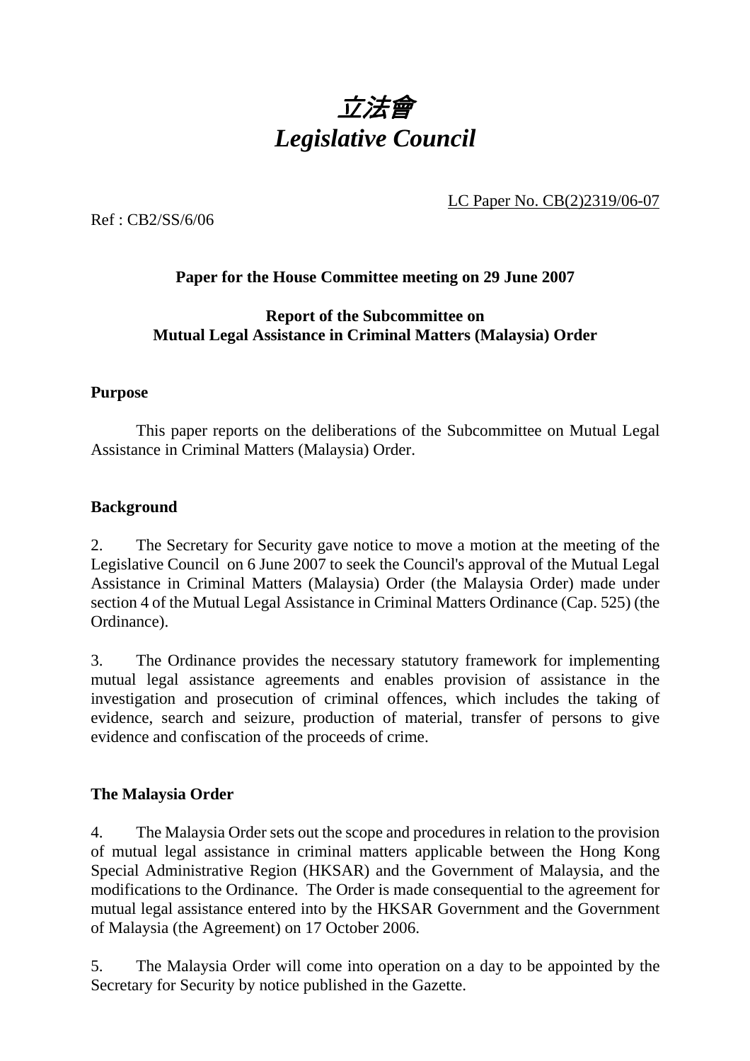# *立法會*
# *Legislative Council*

LC Paper No. CB(2)2319/06-07

Ref : CB2/SS/6/06

**Paper for the House Committee meeting on 29 June 2007**

**Report of the Subcommittee on Mutual Legal Assistance in Criminal Matters (Malaysia) Order**

## Purpose

This paper reports on the deliberations of the Subcommittee on Mutual Legal Assistance in Criminal Matters (Malaysia) Order.

## Background

2. The Secretary for Security gave notice to move a motion at the meeting of the Legislative Council on 6 June 2007 to seek the Council's approval of the Mutual Legal Assistance in Criminal Matters (Malaysia) Order (the Malaysia Order) made under section 4 of the Mutual Legal Assistance in Criminal Matters Ordinance (Cap. 525) (the Ordinance).

3. The Ordinance provides the necessary statutory framework for implementing mutual legal assistance agreements and enables provision of assistance in the investigation and prosecution of criminal offences, which includes the taking of evidence, search and seizure, production of material, transfer of persons to give evidence and confiscation of the proceeds of crime.

## The Malaysia Order

4. The Malaysia Order sets out the scope and procedures in relation to the provision of mutual legal assistance in criminal matters applicable between the Hong Kong Special Administrative Region (HKSAR) and the Government of Malaysia, and the modifications to the Ordinance. The Order is made consequential to the agreement for mutual legal assistance entered into by the HKSAR Government and the Government of Malaysia (the Agreement) on 17 October 2006.

5. The Malaysia Order will come into operation on a day to be appointed by the Secretary for Security by notice published in the Gazette.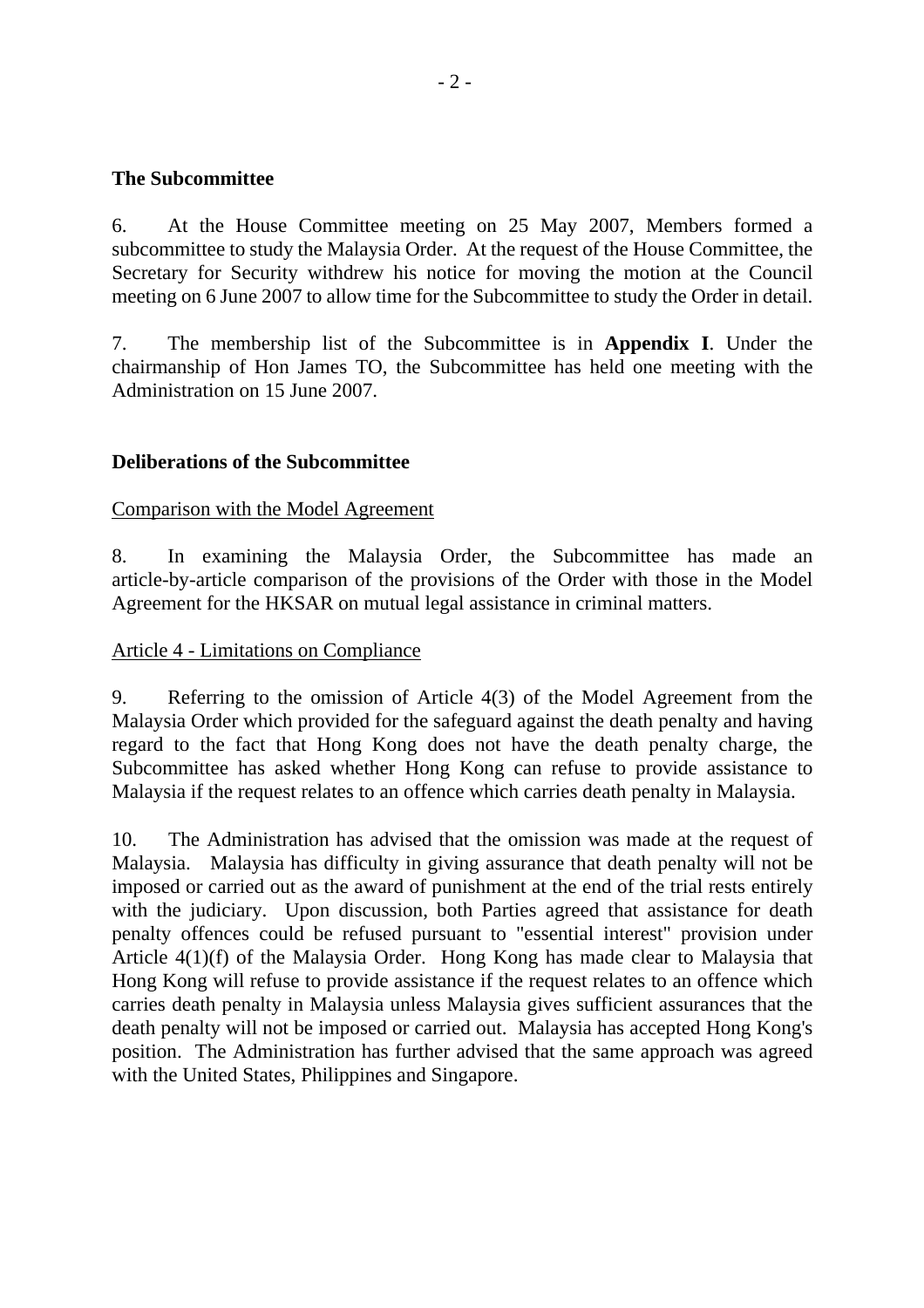## The Subcommittee

6. At the House Committee meeting on 25 May 2007, Members formed a subcommittee to study the Malaysia Order. At the request of the House Committee, the Secretary for Security withdrew his notice for moving the motion at the Council meeting on 6 June 2007 to allow time for the Subcommittee to study the Order in detail.

7. The membership list of the Subcommittee is in **Appendix I**. Under the chairmanship of Hon James TO, the Subcommittee has held one meeting with the Administration on 15 June 2007.

## Deliberations of the Subcommittee

### Comparison with the Model Agreement

8. In examining the Malaysia Order, the Subcommittee has made an article-by-article comparison of the provisions of the Order with those in the Model Agreement for the HKSAR on mutual legal assistance in criminal matters.

### Article 4 - Limitations on Compliance

9. Referring to the omission of Article 4(3) of the Model Agreement from the Malaysia Order which provided for the safeguard against the death penalty and having regard to the fact that Hong Kong does not have the death penalty charge, the Subcommittee has asked whether Hong Kong can refuse to provide assistance to Malaysia if the request relates to an offence which carries death penalty in Malaysia.

10. The Administration has advised that the omission was made at the request of Malaysia. Malaysia has difficulty in giving assurance that death penalty will not be imposed or carried out as the award of punishment at the end of the trial rests entirely with the judiciary. Upon discussion, both Parties agreed that assistance for death penalty offences could be refused pursuant to "essential interest" provision under Article 4(1)(f) of the Malaysia Order. Hong Kong has made clear to Malaysia that Hong Kong will refuse to provide assistance if the request relates to an offence which carries death penalty in Malaysia unless Malaysia gives sufficient assurances that the death penalty will not be imposed or carried out. Malaysia has accepted Hong Kong's position. The Administration has further advised that the same approach was agreed with the United States, Philippines and Singapore.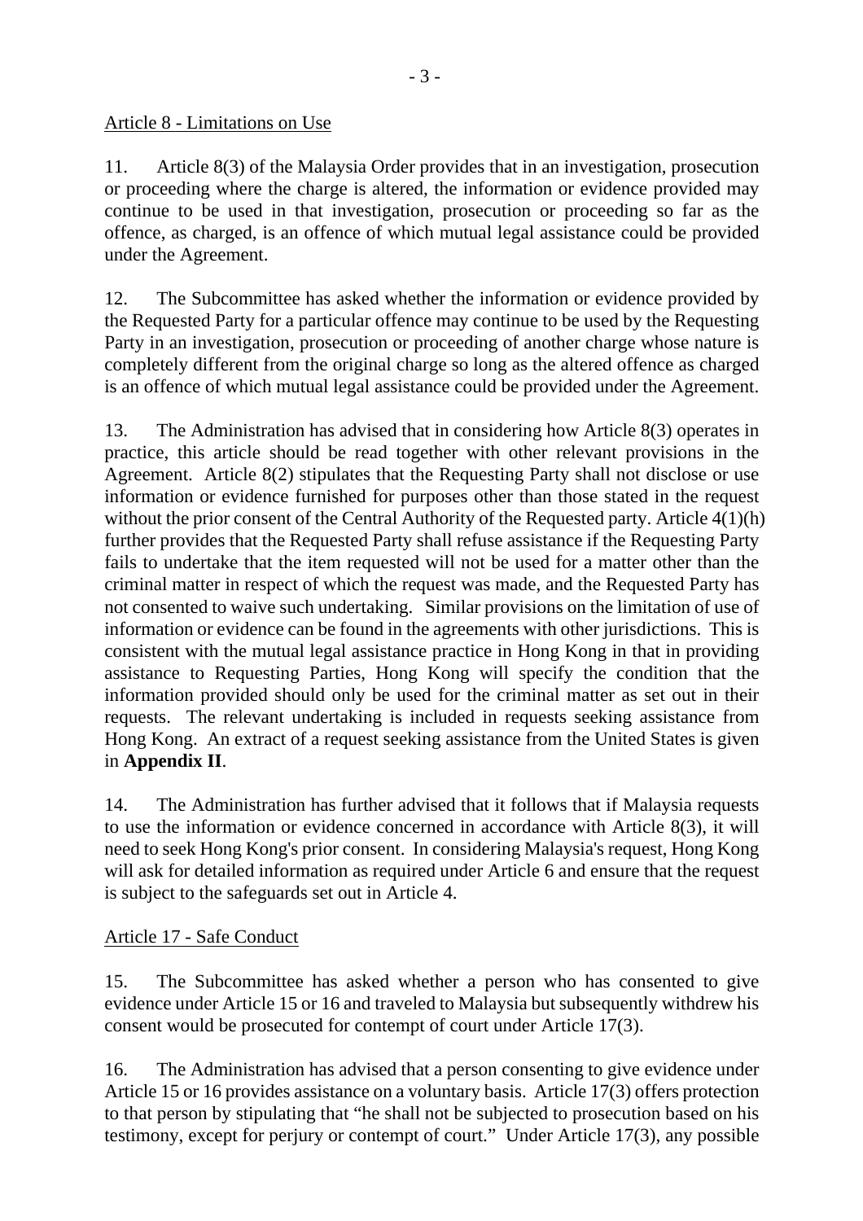Article 8 - Limitations on Use

11. Article 8(3) of the Malaysia Order provides that in an investigation, prosecution or proceeding where the charge is altered, the information or evidence provided may continue to be used in that investigation, prosecution or proceeding so far as the offence, as charged, is an offence of which mutual legal assistance could be provided under the Agreement.

12. The Subcommittee has asked whether the information or evidence provided by the Requested Party for a particular offence may continue to be used by the Requesting Party in an investigation, prosecution or proceeding of another charge whose nature is completely different from the original charge so long as the altered offence as charged is an offence of which mutual legal assistance could be provided under the Agreement.

13. The Administration has advised that in considering how Article 8(3) operates in practice, this article should be read together with other relevant provisions in the Agreement. Article 8(2) stipulates that the Requesting Party shall not disclose or use information or evidence furnished for purposes other than those stated in the request without the prior consent of the Central Authority of the Requested party. Article 4(1)(h) further provides that the Requested Party shall refuse assistance if the Requesting Party fails to undertake that the item requested will not be used for a matter other than the criminal matter in respect of which the request was made, and the Requested Party has not consented to waive such undertaking. Similar provisions on the limitation of use of information or evidence can be found in the agreements with other jurisdictions. This is consistent with the mutual legal assistance practice in Hong Kong in that in providing assistance to Requesting Parties, Hong Kong will specify the condition that the information provided should only be used for the criminal matter as set out in their requests. The relevant undertaking is included in requests seeking assistance from Hong Kong. An extract of a request seeking assistance from the United States is given in **Appendix II**.

14. The Administration has further advised that it follows that if Malaysia requests to use the information or evidence concerned in accordance with Article 8(3), it will need to seek Hong Kong's prior consent. In considering Malaysia's request, Hong Kong will ask for detailed information as required under Article 6 and ensure that the request is subject to the safeguards set out in Article 4.

Article 17 - Safe Conduct

15. The Subcommittee has asked whether a person who has consented to give evidence under Article 15 or 16 and traveled to Malaysia but subsequently withdrew his consent would be prosecuted for contempt of court under Article 17(3).

16. The Administration has advised that a person consenting to give evidence under Article 15 or 16 provides assistance on a voluntary basis. Article 17(3) offers protection to that person by stipulating that "he shall not be subjected to prosecution based on his testimony, except for perjury or contempt of court." Under Article 17(3), any possible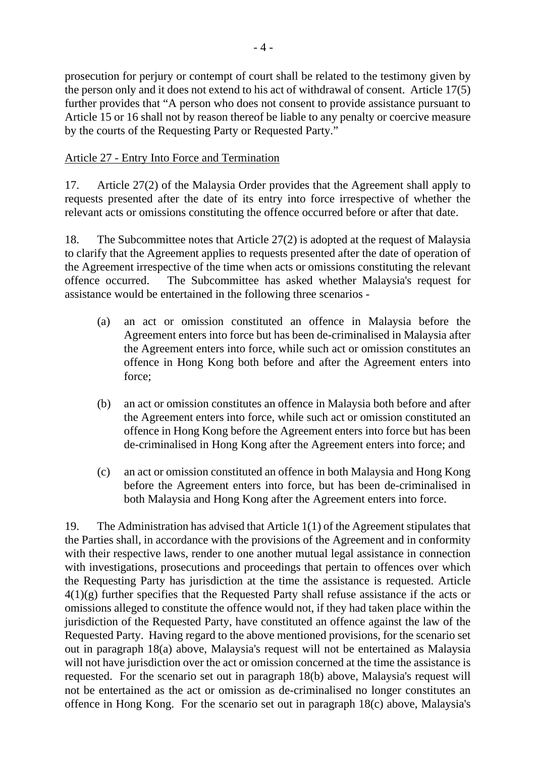prosecution for perjury or contempt of court shall be related to the testimony given by the person only and it does not extend to his act of withdrawal of consent. Article 17(5) further provides that "A person who does not consent to provide assistance pursuant to Article 15 or 16 shall not by reason thereof be liable to any penalty or coercive measure by the courts of the Requesting Party or Requested Party."

Article 27 - Entry Into Force and Termination

17. Article 27(2) of the Malaysia Order provides that the Agreement shall apply to requests presented after the date of its entry into force irrespective of whether the relevant acts or omissions constituting the offence occurred before or after that date.

18. The Subcommittee notes that Article 27(2) is adopted at the request of Malaysia to clarify that the Agreement applies to requests presented after the date of operation of the Agreement irrespective of the time when acts or omissions constituting the relevant offence occurred. The Subcommittee has asked whether Malaysia's request for assistance would be entertained in the following three scenarios -

(a) an act or omission constituted an offence in Malaysia before the Agreement enters into force but has been de-criminalised in Malaysia after the Agreement enters into force, while such act or omission constitutes an offence in Hong Kong both before and after the Agreement enters into force;

(b) an act or omission constitutes an offence in Malaysia both before and after the Agreement enters into force, while such act or omission constituted an offence in Hong Kong before the Agreement enters into force but has been de-criminalised in Hong Kong after the Agreement enters into force; and

(c) an act or omission constituted an offence in both Malaysia and Hong Kong before the Agreement enters into force, but has been de-criminalised in both Malaysia and Hong Kong after the Agreement enters into force.

19. The Administration has advised that Article 1(1) of the Agreement stipulates that the Parties shall, in accordance with the provisions of the Agreement and in conformity with their respective laws, render to one another mutual legal assistance in connection with investigations, prosecutions and proceedings that pertain to offences over which the Requesting Party has jurisdiction at the time the assistance is requested. Article 4(1)(g) further specifies that the Requested Party shall refuse assistance if the acts or omissions alleged to constitute the offence would not, if they had taken place within the jurisdiction of the Requested Party, have constituted an offence against the law of the Requested Party. Having regard to the above mentioned provisions, for the scenario set out in paragraph 18(a) above, Malaysia's request will not be entertained as Malaysia will not have jurisdiction over the act or omission concerned at the time the assistance is requested. For the scenario set out in paragraph 18(b) above, Malaysia's request will not be entertained as the act or omission as de-criminalised no longer constitutes an offence in Hong Kong. For the scenario set out in paragraph 18(c) above, Malaysia's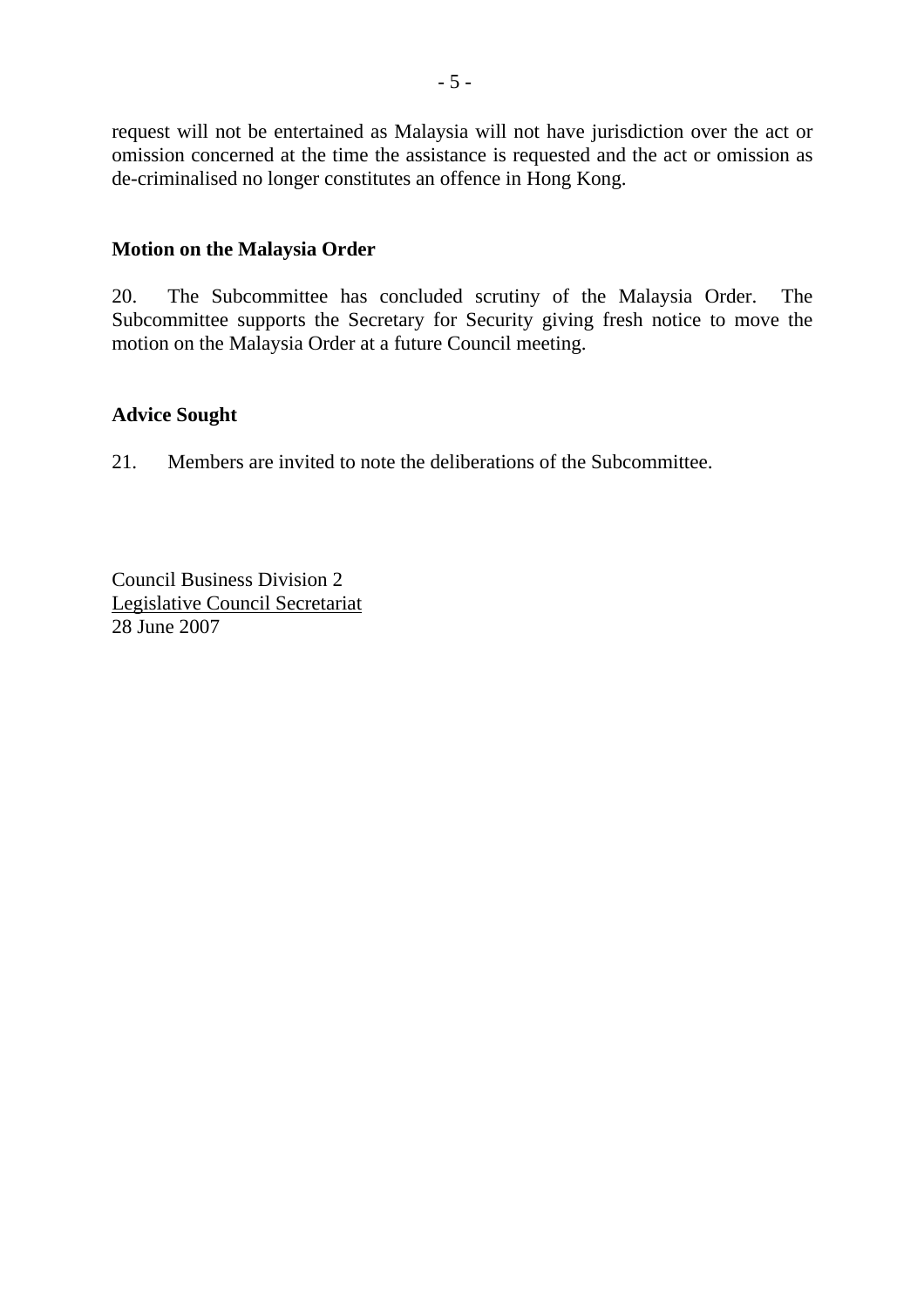request will not be entertained as Malaysia will not have jurisdiction over the act or omission concerned at the time the assistance is requested and the act or omission as de-criminalised no longer constitutes an offence in Hong Kong.

**Motion on the Malaysia Order**

20. The Subcommittee has concluded scrutiny of the Malaysia Order. The Subcommittee supports the Secretary for Security giving fresh notice to move the motion on the Malaysia Order at a future Council meeting.

**Advice Sought**

21. Members are invited to note the deliberations of the Subcommittee.

Council Business Division 2
Legislative Council Secretariat
28 June 2007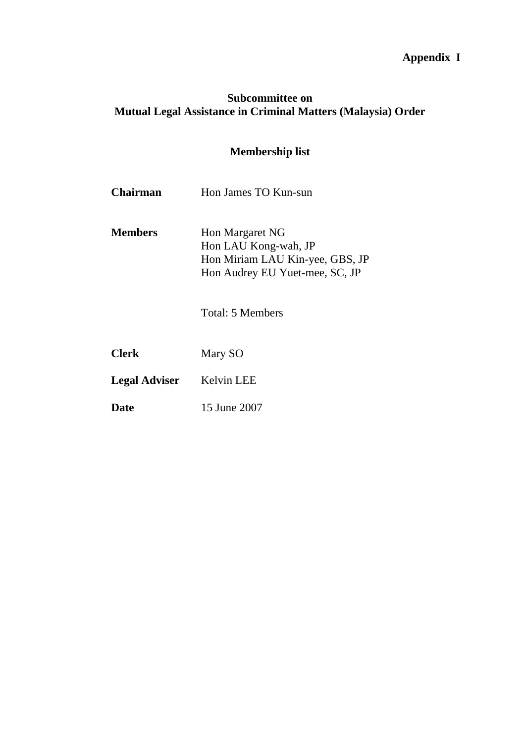**Appendix I**

## Subcommittee on
## Mutual Legal Assistance in Criminal Matters (Malaysia) Order

### Membership list

**Chairman** Hon James TO Kun-sun

**Members** Hon Margaret NG
Hon LAU Kong-wah, JP
Hon Miriam LAU Kin-yee, GBS, JP
Hon Audrey EU Yuet-mee, SC, JP

Total: 5 Members

**Clerk** Mary SO

**Legal Adviser** Kelvin LEE

**Date** 15 June 2007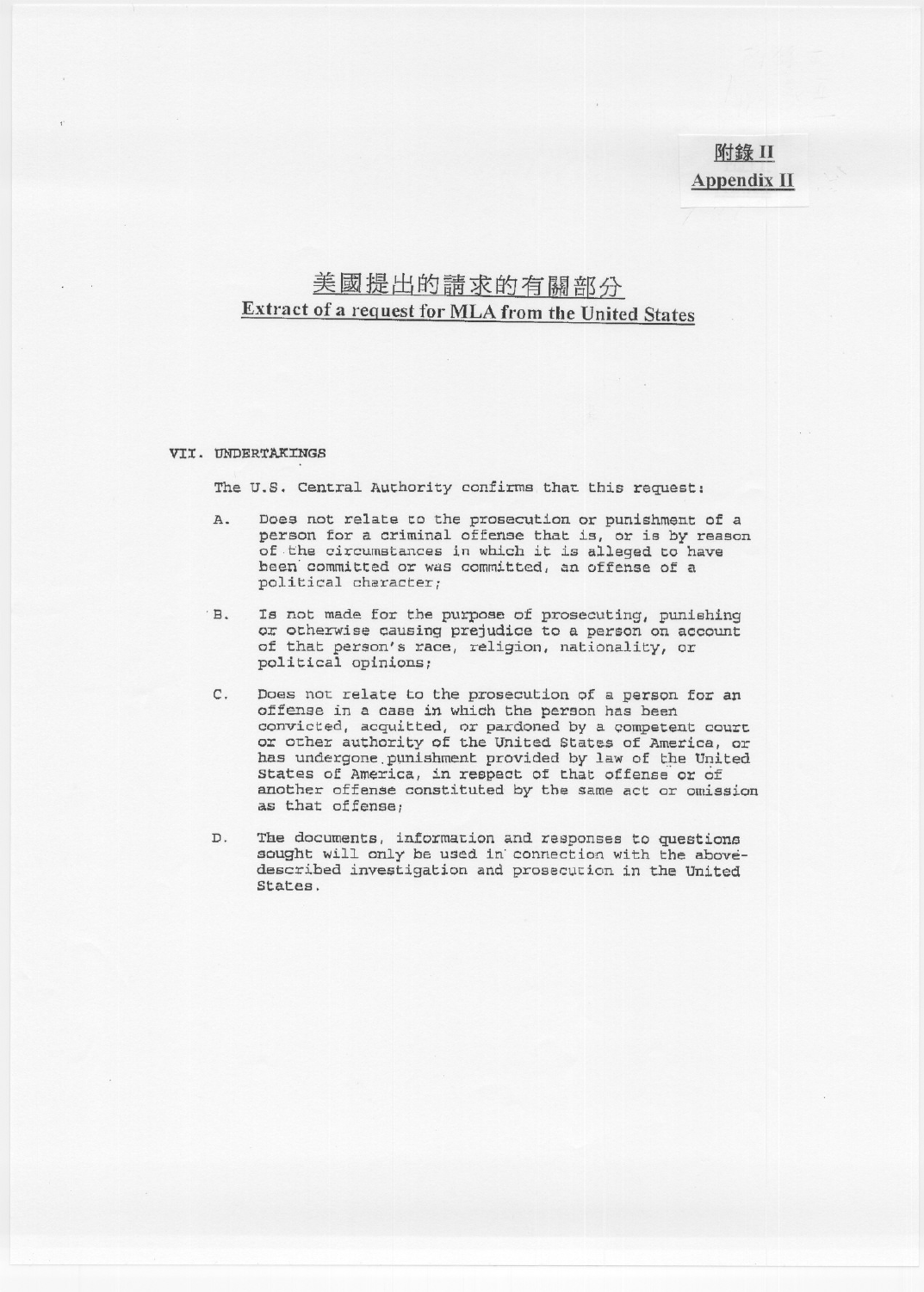附錄 II
Appendix II

# 美國提出的請求的有關部分
# Extract of a request for MLA from the United States

VII. UNDERTAKINGS

The U.S. Central Authority confirms that this request:

A. Does not relate to the prosecution or punishment of a person for a criminal offense that is, or is by reason of the circumstances in which it is alleged to have been committed or was committed, an offense of a political character;

B. Is not made for the purpose of prosecuting, punishing or otherwise causing prejudice to a person on account of that person's race, religion, nationality, or political opinions;

C. Does not relate to the prosecution of a person for an offense in a case in which the person has been convicted, acquitted, or pardoned by a competent court or other authority of the United States of America, or has undergone punishment provided by law of the United States of America, in respect of that offense or of another offense constituted by the same act or omission as that offense;

D. The documents, information and responses to questions sought will only be used in connection with the above-described investigation and prosecution in the United States.